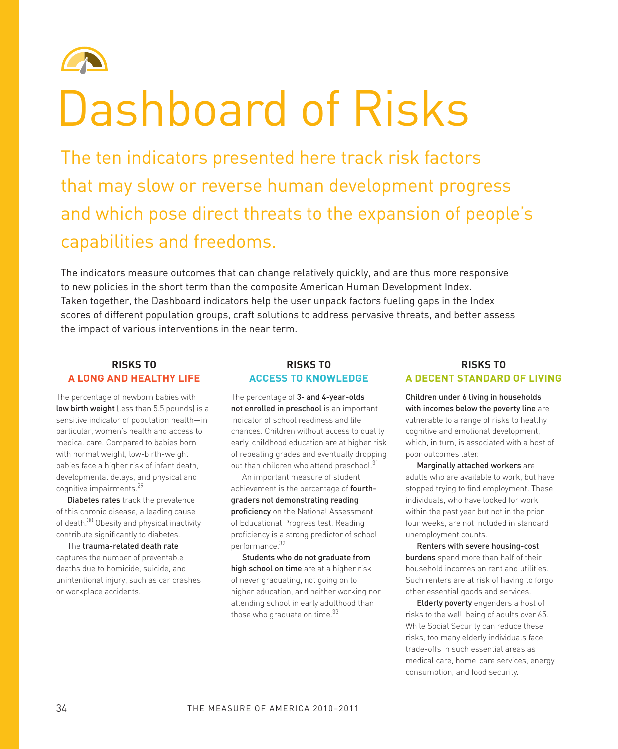# Dashboard of Risks

## The ten indicators presented here track risk factors that may slow or reverse human development progress and which pose direct threats to the expansion of people's capabilities and freedoms.

The indicators measure outcomes that can change relatively quickly, and are thus more responsive to new policies in the short term than the composite American Human Development Index. Taken together, the Dashboard indicators help the user unpack factors fueling gaps in the Index scores of different population groups, craft solutions to address pervasive threats, and better assess the impact of various interventions in the near term.

### RISKS TO A LONG AND HEALTHY LIFE

The percentage of newborn babies with **low birth weight** (less than 5.5 pounds) is a sensitive indicator of population health—in particular, women's health and access to medical care. Compared to babies born with normal weight, low-birth-weight babies face a higher risk of infant death, developmental delays, and physical and cognitive impairments.[29]

**Diabetes rates** track the prevalence of this chronic disease, a leading cause of death.[30] Obesity and physical inactivity contribute significantly to diabetes.

The **trauma-related death rate** captures the number of preventable deaths due to homicide, suicide, and unintentional injury, such as car crashes or workplace accidents.

### RISKS TO ACCESS TO KNOWLEDGE

The percentage of **3- and 4-year-olds not enrolled in preschool** is an important indicator of school readiness and life chances. Children without access to quality early-childhood education are at higher risk of repeating grades and eventually dropping out than children who attend preschool.[31]

An important measure of student achievement is the percentage of **fourth-graders not demonstrating reading proficiency** on the National Assessment of Educational Progress test. Reading proficiency is a strong predictor of school performance.[32]

**Students who do not graduate from high school on time** are at a higher risk of never graduating, not going on to higher education, and neither working nor attending school in early adulthood than those who graduate on time.[33]

### RISKS TO A DECENT STANDARD OF LIVING

**Children under 6 living in households with incomes below the poverty line** are vulnerable to a range of risks to healthy cognitive and emotional development, which, in turn, is associated with a host of poor outcomes later.

**Marginally attached workers** are adults who are available to work, but have stopped trying to find employment. These individuals, who have looked for work within the past year but not in the prior four weeks, are not included in standard unemployment counts.

**Renters with severe housing-cost burdens** spend more than half of their household incomes on rent and utilities. Such renters are at risk of having to forgo other essential goods and services.

**Elderly poverty** engenders a host of risks to the well-being of adults over 65. While Social Security can reduce these risks, too many elderly individuals face trade-offs in such essential areas as medical care, home-care services, energy consumption, and food security.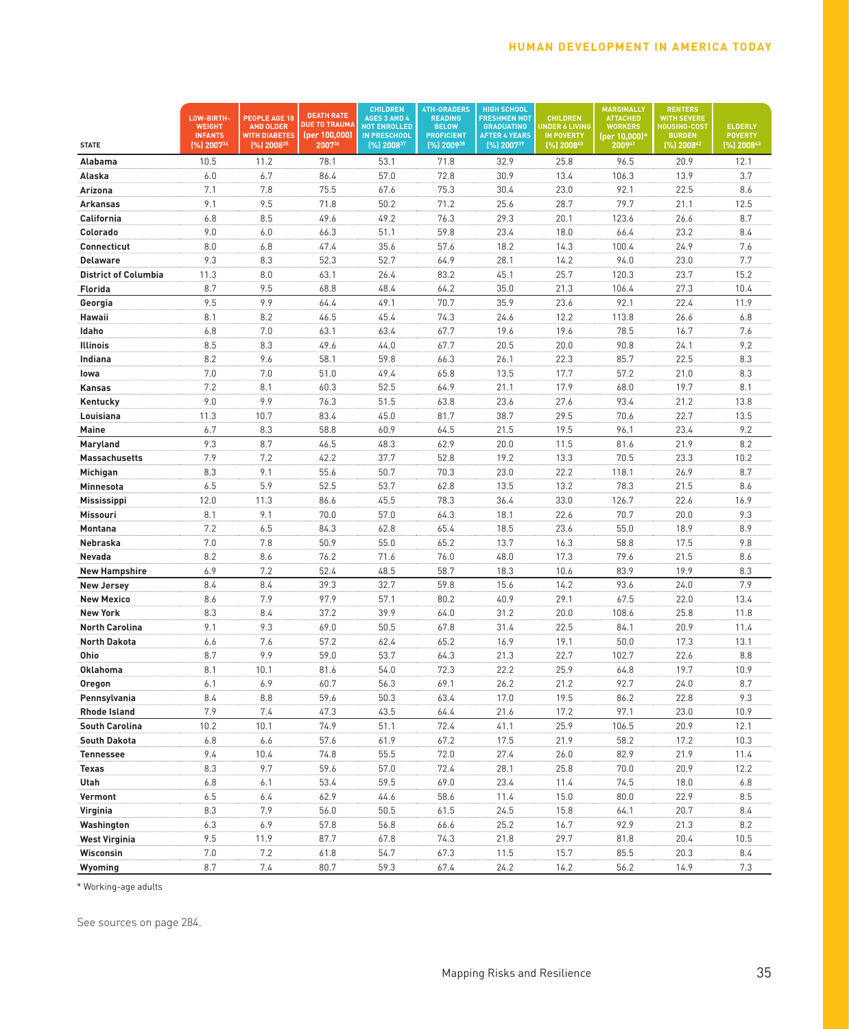| STATE | LOW-BIRTH-WEIGHT INFANTS (%) 2007[34] | PEOPLE AGE 18 AND OLDER WITH DIABETES (%) 2008[35] | DEATH RATE DUE TO TRAUMA (per 100,000) 2007[36] | CHILDREN AGES 3 AND 4 NOT ENROLLED IN PRESCHOOL (%) 2008[37] | 4TH-GRADERS READING BELOW PROFICIENT (%) 2009[38] | HIGH SCHOOL FRESHMEN NOT GRADUATING AFTER 4 YEARS (%) 2007[39] | CHILDREN UNDER 6 LIVING IN POVERTY (%) 2008[40] | MARGINALLY ATTACHED WORKERS (per 10,000)* 2009[41] | RENTERS WITH SEVERE HOUSING-COST BURDEN (%) 2008[42] | ELDERLY POVERTY (%) 2008[43] |
|---|---|---|---|---|---|---|---|---|---|---|
| **Alabama** | 10.5 | 11.2 | 78.1 | 53.1 | 71.8 | 32.9 | 25.8 | 96.5 | 20.9 | 12.1 |
| **Alaska** | 6.0 | 6.7 | 86.4 | 57.0 | 72.8 | 30.9 | 13.4 | 106.3 | 13.9 | 3.7 |
| **Arizona** | 7.1 | 7.8 | 75.5 | 67.6 | 75.3 | 30.4 | 23.0 | 92.1 | 22.5 | 8.6 |
| **Arkansas** | 9.1 | 9.5 | 71.8 | 50.2 | 71.2 | 25.6 | 28.7 | 79.7 | 21.1 | 12.5 |
| **California** | 6.8 | 8.5 | 49.6 | 49.2 | 76.3 | 29.3 | 20.1 | 123.6 | 26.6 | 8.7 |
| **Colorado** | 9.0 | 6.0 | 66.3 | 51.1 | 59.8 | 23.4 | 18.0 | 66.4 | 23.2 | 8.4 |
| **Connecticut** | 8.0 | 6.8 | 47.4 | 35.6 | 57.6 | 18.2 | 14.3 | 100.4 | 24.9 | 7.6 |
| **Delaware** | 9.3 | 8.3 | 52.3 | 52.7 | 64.9 | 28.1 | 14.2 | 94.0 | 23.0 | 7.7 |
| **District of Columbia** | 11.3 | 8.0 | 63.1 | 26.4 | 83.2 | 45.1 | 25.7 | 120.3 | 23.7 | 15.2 |
| **Florida** | 8.7 | 9.5 | 68.8 | 48.4 | 64.2 | 35.0 | 21.3 | 106.4 | 27.3 | 10.4 |
| **Georgia** | 9.5 | 9.9 | 64.4 | 49.1 | 70.7 | 35.9 | 23.6 | 92.1 | 22.4 | 11.9 |
| **Hawaii** | 8.1 | 8.2 | 46.5 | 45.4 | 74.3 | 24.6 | 12.2 | 113.8 | 26.6 | 6.8 |
| **Idaho** | 6.8 | 7.0 | 63.1 | 63.4 | 67.7 | 19.6 | 19.6 | 78.5 | 16.7 | 7.6 |
| **Illinois** | 8.5 | 8.3 | 49.6 | 44.0 | 67.7 | 20.5 | 20.0 | 90.8 | 24.1 | 9.2 |
| **Indiana** | 8.2 | 9.6 | 58.1 | 59.8 | 66.3 | 26.1 | 22.3 | 85.7 | 22.5 | 8.3 |
| **Iowa** | 7.0 | 7.0 | 51.0 | 49.4 | 65.8 | 13.5 | 17.7 | 57.2 | 21.0 | 8.3 |
| **Kansas** | 7.2 | 8.1 | 60.3 | 52.5 | 64.9 | 21.1 | 17.9 | 68.0 | 19.7 | 8.1 |
| **Kentucky** | 9.0 | 9.9 | 76.3 | 51.5 | 63.8 | 23.6 | 27.6 | 93.4 | 21.2 | 13.8 |
| **Louisiana** | 11.3 | 10.7 | 83.4 | 45.0 | 81.7 | 38.7 | 29.5 | 70.6 | 22.7 | 13.5 |
| **Maine** | 6.7 | 8.3 | 58.8 | 60.9 | 64.5 | 21.5 | 19.5 | 96.1 | 23.4 | 9.2 |
| **Maryland** | 9.3 | 8.7 | 46.5 | 48.3 | 62.9 | 20.0 | 11.5 | 81.6 | 21.9 | 8.2 |
| **Massachusetts** | 7.9 | 7.2 | 42.2 | 37.7 | 52.8 | 19.2 | 13.3 | 70.5 | 23.3 | 10.2 |
| **Michigan** | 8.3 | 9.1 | 55.6 | 50.7 | 70.3 | 23.0 | 22.2 | 118.1 | 26.9 | 8.7 |
| **Minnesota** | 6.5 | 5.9 | 52.5 | 53.7 | 62.8 | 13.5 | 13.2 | 78.3 | 21.5 | 8.6 |
| **Mississippi** | 12.0 | 11.3 | 86.6 | 45.5 | 78.3 | 36.4 | 33.0 | 126.7 | 22.6 | 16.9 |
| **Missouri** | 8.1 | 9.1 | 70.0 | 57.0 | 64.3 | 18.1 | 22.6 | 70.7 | 20.0 | 9.3 |
| **Montana** | 7.2 | 6.5 | 84.3 | 62.8 | 65.4 | 18.5 | 23.6 | 55.0 | 18.9 | 8.9 |
| **Nebraska** | 7.0 | 7.8 | 50.9 | 55.0 | 65.2 | 13.7 | 16.3 | 58.8 | 17.5 | 9.8 |
| **Nevada** | 8.2 | 8.6 | 76.2 | 71.6 | 76.0 | 48.0 | 17.3 | 79.6 | 21.5 | 8.6 |
| **New Hampshire** | 6.9 | 7.2 | 52.4 | 48.5 | 58.7 | 18.3 | 10.6 | 83.9 | 19.9 | 8.3 |
| **New Jersey** | 8.4 | 8.4 | 39.3 | 32.7 | 59.8 | 15.6 | 14.2 | 93.6 | 24.0 | 7.9 |
| **New Mexico** | 8.6 | 7.9 | 97.9 | 57.1 | 80.2 | 40.9 | 29.1 | 67.5 | 22.0 | 13.4 |
| **New York** | 8.3 | 8.4 | 37.2 | 39.9 | 64.0 | 31.2 | 20.0 | 108.6 | 25.8 | 11.8 |
| **North Carolina** | 9.1 | 9.3 | 69.0 | 50.5 | 67.8 | 31.4 | 22.5 | 84.1 | 20.9 | 11.4 |
| **North Dakota** | 6.6 | 7.6 | 57.2 | 62.4 | 65.2 | 16.9 | 19.1 | 50.0 | 17.3 | 13.1 |
| **Ohio** | 8.7 | 9.9 | 59.0 | 53.7 | 64.3 | 21.3 | 22.7 | 102.7 | 22.6 | 8.8 |
| **Oklahoma** | 8.1 | 10.1 | 81.6 | 54.0 | 72.3 | 22.2 | 25.9 | 64.8 | 19.7 | 10.9 |
| **Oregon** | 6.1 | 6.9 | 60.7 | 56.3 | 69.1 | 26.2 | 21.2 | 92.7 | 24.0 | 8.7 |
| **Pennsylvania** | 8.4 | 8.8 | 59.6 | 50.3 | 63.4 | 17.0 | 19.5 | 86.2 | 22.8 | 9.3 |
| **Rhode Island** | 7.9 | 7.4 | 47.3 | 43.5 | 64.4 | 21.6 | 17.2 | 97.1 | 23.0 | 10.9 |
| **South Carolina** | 10.2 | 10.1 | 74.9 | 51.1 | 72.4 | 41.1 | 25.9 | 106.5 | 20.9 | 12.1 |
| **South Dakota** | 6.8 | 6.6 | 57.6 | 61.9 | 67.2 | 17.5 | 21.9 | 58.2 | 17.2 | 10.3 |
| **Tennessee** | 9.4 | 10.4 | 74.8 | 55.5 | 72.0 | 27.4 | 26.0 | 82.9 | 21.9 | 11.4 |
| **Texas** | 8.3 | 9.7 | 59.6 | 57.0 | 72.4 | 28.1 | 25.8 | 70.0 | 20.9 | 12.2 |
| **Utah** | 6.8 | 6.1 | 53.4 | 59.5 | 69.0 | 23.4 | 11.4 | 74.5 | 18.0 | 6.8 |
| **Vermont** | 6.5 | 6.4 | 62.9 | 44.6 | 58.6 | 11.4 | 15.0 | 80.0 | 22.9 | 8.5 |
| **Virginia** | 8.3 | 7.9 | 56.0 | 50.5 | 61.5 | 24.5 | 15.8 | 64.1 | 20.7 | 8.4 |
| **Washington** | 6.3 | 6.9 | 57.8 | 56.8 | 66.6 | 25.2 | 16.7 | 92.9 | 21.3 | 8.2 |
| **West Virginia** | 9.5 | 11.9 | 87.7 | 67.8 | 74.3 | 21.8 | 29.7 | 81.8 | 20.4 | 10.5 |
| **Wisconsin** | 7.0 | 7.2 | 61.8 | 54.7 | 67.3 | 11.5 | 15.7 | 85.5 | 20.3 | 8.4 |
| **Wyoming** | 8.7 | 7.4 | 80.7 | 59.3 | 67.4 | 24.2 | 14.2 | 56.2 | 14.9 | 7.3 |

* Working-age adults

See sources on page 284.